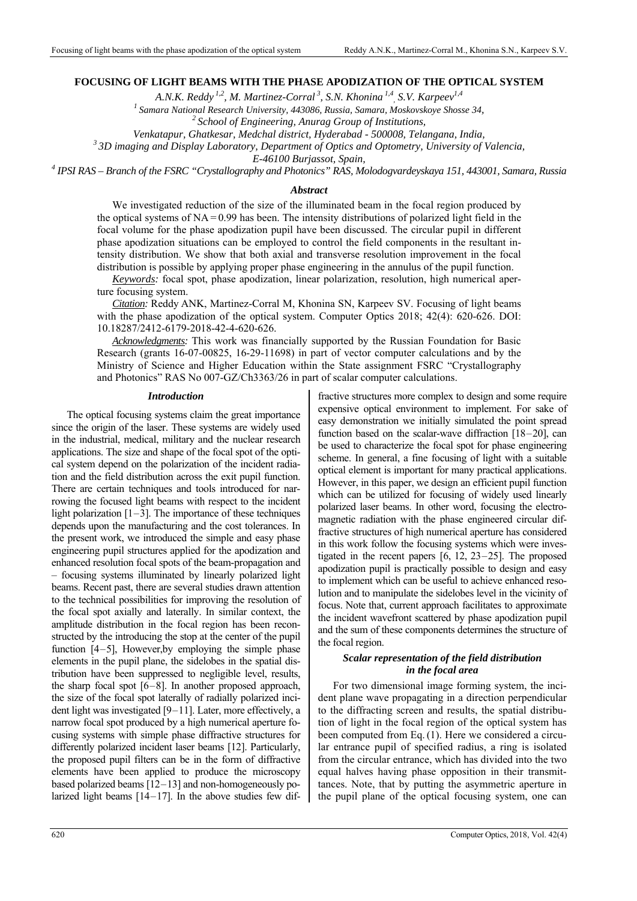# FOCUSING OF LIGHT BEAMS WITH THE PHASE APODIZATION OF THE OPTICAL SYSTEM

*A.N.K. Reddy* [1,2], *M. Martinez-Corral* [3], *S.N. Khonina* [1,4], *S.V. Karpeev* [1,4]

[1] *Samara National Research University, 443086, Russia, Samara, Moskovskoye Shosse 34,*

[2] *School of Engineering, Anurag Group of Institutions, Venkatapur, Ghatkesar, Medchal district, Hyderabad - 500008, Telangana, India,*

[3] *3D imaging and Display Laboratory, Department of Optics and Optometry, University of Valencia, E-46100 Burjassot, Spain,*

[4] *IPSI RAS – Branch of the FSRC "Crystallography and Photonics" RAS, Molodogvardeyskaya 151, 443001, Samara, Russia*

### *Abstract*

We investigated reduction of the size of the illuminated beam in the focal region produced by the optical systems of NA = 0.99 has been. The intensity distributions of polarized light field in the focal volume for the phase apodization pupil have been discussed. The circular pupil in different phase apodization situations can be employed to control the field components in the resultant intensity distribution. We show that both axial and transverse resolution improvement in the focal distribution is possible by applying proper phase engineering in the annulus of the pupil function.

*Keywords:* focal spot, phase apodization, linear polarization, resolution, high numerical aperture focusing system.

*Citation:* Reddy ANK, Martinez-Corral M, Khonina SN, Karpeev SV. Focusing of light beams with the phase apodization of the optical system. Computer Optics 2018; 42(4): 620-626. DOI: 10.18287/2412-6179-2018-42-4-620-626.

*Acknowledgments:* This work was financially supported by the Russian Foundation for Basic Research (grants 16-07-00825, 16-29-11698) in part of vector computer calculations and by the Ministry of Science and Higher Education within the State assignment FSRC "Crystallography and Photonics" RAS No 007-GZ/Ch3363/26 in part of scalar computer calculations.

### *Introduction*

The optical focusing systems claim the great importance since the origin of the laser. These systems are widely used in the industrial, medical, military and the nuclear research applications. The size and shape of the focal spot of the optical system depend on the polarization of the incident radiation and the field distribution across the exit pupil function. There are certain techniques and tools introduced for narrowing the focused light beams with respect to the incident light polarization [1–3]. The importance of these techniques depends upon the manufacturing and the cost tolerances. In the present work, we introduced the simple and easy phase engineering pupil structures applied for the apodization and enhanced resolution focal spots of the beam-propagation and – focusing systems illuminated by linearly polarized light beams. Recent past, there are several studies drawn attention to the technical possibilities for improving the resolution of the focal spot axially and laterally. In similar context, the amplitude distribution in the focal region has been reconstructed by the introducing the stop at the center of the pupil function [4–5], However,by employing the simple phase elements in the pupil plane, the sidelobes in the spatial distribution have been suppressed to negligible level, results, the sharp focal spot [6–8]. In another proposed approach, the size of the focal spot laterally of radially polarized incident light was investigated [9–11]. Later, more effectively, a narrow focal spot produced by a high numerical aperture focusing systems with simple phase diffractive structures for differently polarized incident laser beams [12]. Particularly, the proposed pupil filters can be in the form of diffractive elements have been applied to produce the microscopy based polarized beams [12–13] and non-homogeneously polarized light beams [14–17]. In the above studies few diffractive structures more complex to design and some require expensive optical environment to implement. For sake of easy demonstration we initially simulated the point spread function based on the scalar-wave diffraction [18–20], can be used to characterize the focal spot for phase engineering scheme. In general, a fine focusing of light with a suitable optical element is important for many practical applications. However, in this paper, we design an efficient pupil function which can be utilized for focusing of widely used linearly polarized laser beams. In other word, focusing the electromagnetic radiation with the phase engineered circular diffractive structures of high numerical aperture has considered in this work follow the focusing systems which were investigated in the recent papers [6, 12, 23–25]. The proposed apodization pupil is practically possible to design and easy to implement which can be useful to achieve enhanced resolution and to manipulate the sidelobes level in the vicinity of focus. Note that, current approach facilitates to approximate the incident wavefront scattered by phase apodization pupil and the sum of these components determines the structure of the focal region.

### *Scalar representation of the field distribution in the focal area*

For two dimensional image forming system, the incident plane wave propagating in a direction perpendicular to the diffracting screen and results, the spatial distribution of light in the focal region of the optical system has been computed from Eq. (1). Here we considered a circular entrance pupil of specified radius, a ring is isolated from the circular entrance, which has divided into the two equal halves having phase opposition in their transmittances. Note, that by putting the asymmetric aperture in the pupil plane of the optical focusing system, one can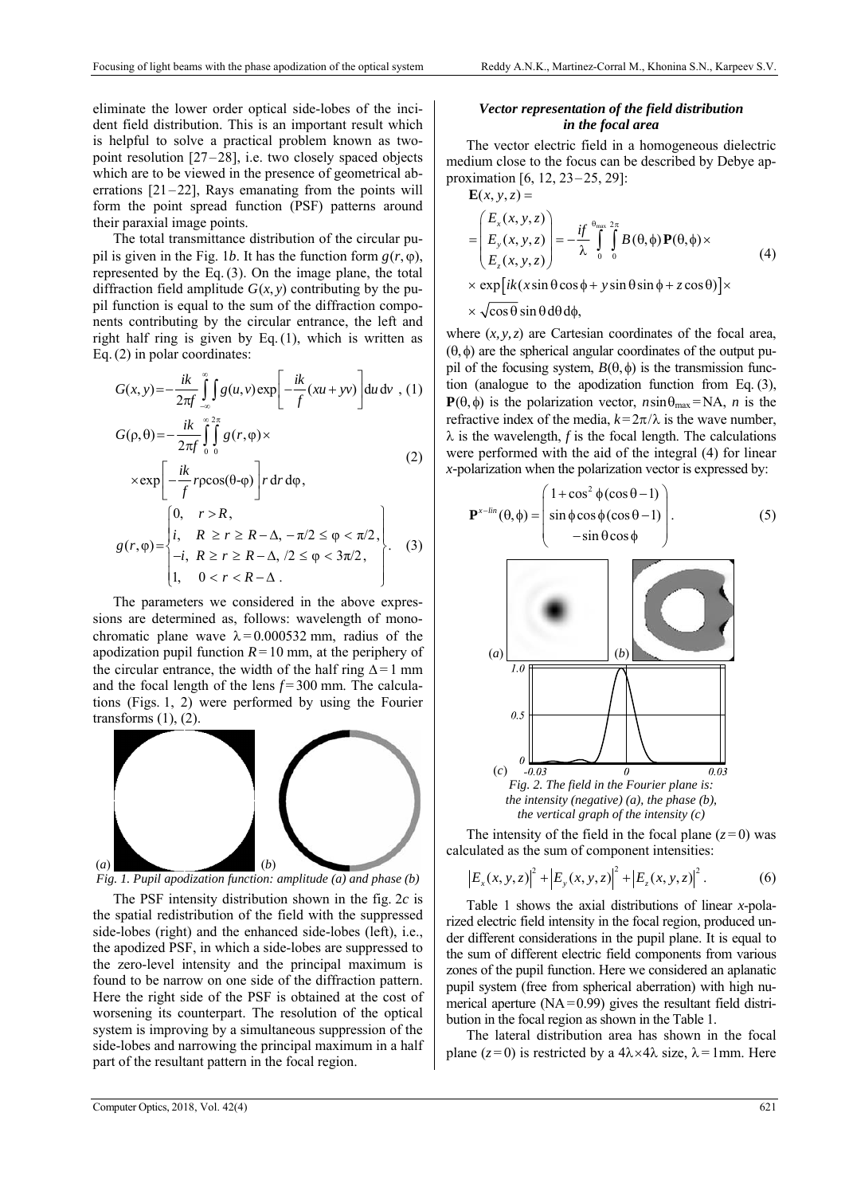eliminate the lower order optical side-lobes of the incident field distribution. This is an important result which is helpful to solve a practical problem known as two-point resolution [27–28], i.e. two closely spaced objects which are to be viewed in the presence of geometrical aberrations [21–22], Rays emanating from the points will form the point spread function (PSF) patterns around their paraxial image points.

The total transmittance distribution of the circular pupil is given in the Fig. 1*b*. It has the function form $g(r, \varphi)$, represented by the Eq. (3). On the image plane, the total diffraction field amplitude $G(x, y)$ contributing by the pupil function is equal to the sum of the diffraction components contributing by the circular entrance, the left and right half ring is given by Eq. (1), which is written as Eq. (2) in polar coordinates:

$$G(x,y) = -\frac{ik}{2\pi f}\int\limits_{-\infty}^{\infty}\int g(u,v)\exp\left[-\frac{ik}{f}(xu+yv)\right]\mathrm{d}u\,\mathrm{d}v\ , \quad (1)$$

$$G(\rho,\theta) = -\frac{ik}{2\pi f}\int\limits_0^{\infty}\int\limits_0^{2\pi} g(r,\varphi)\times \exp\left[-\frac{ik}{f}r\rho\cos(\theta-\varphi)\right]r\,\mathrm{d}r\,\mathrm{d}\varphi, \quad (2)$$

$$g(r,\varphi) = \begin{cases} 0, & r > R, \\ i, & R \ge r \ge R-\Delta,\ -\pi/2 \le \varphi < \pi/2, \\ -i, & R \ge r \ge R-\Delta,\ /2 \le \varphi < 3\pi/2, \\ 1, & 0 < r < R-\Delta\ . \end{cases} \quad (3)$$

The parameters we considered in the above expressions are determined as, follows: wavelength of monochromatic plane wave $\lambda = 0.000532$ mm, radius of the apodization pupil function $R = 10$ mm, at the periphery of the circular entrance, the width of the half ring $\Delta = 1$ mm and the focal length of the lens $f = 300$ mm. The calculations (Figs. 1, 2) were performed by using the Fourier transforms (1), (2).

*Fig. 1. Pupil apodization function: amplitude (a) and phase (b)*

The PSF intensity distribution shown in the fig. 2*c* is the spatial redistribution of the field with the suppressed side-lobes (right) and the enhanced side-lobes (left), i.e., the apodized PSF, in which a side-lobes are suppressed to the zero-level intensity and the principal maximum is found to be narrow on one side of the diffraction pattern. Here the right side of the PSF is obtained at the cost of worsening its counterpart. The resolution of the optical system is improving by a simultaneous suppression of the side-lobes and narrowing the principal maximum in a half part of the resultant pattern in the focal region.

### *Vector representation of the field distribution in the focal area*

The vector electric field in a homogeneous dielectric medium close to the focus can be described by Debye approximation [6, 12, 23–25, 29]:

$$\mathbf{E}(x,y,z) = \begin{pmatrix} E_x(x,y,z) \\ E_y(x,y,z) \\ E_z(x,y,z) \end{pmatrix} = -\frac{if}{\lambda}\int\limits_0^{\theta_{\max}}\int\limits_0^{2\pi} B(\theta,\phi)\,\mathbf{P}(\theta,\phi)\times \exp\left[ik(x\sin\theta\cos\phi + y\sin\theta\sin\phi + z\cos\theta)\right]\times \sqrt{\cos\theta}\sin\theta\,\mathrm{d}\theta\,\mathrm{d}\phi, \quad (4)$$

where $(x, y, z)$ are Cartesian coordinates of the focal area, $(\theta, \phi)$ are the spherical angular coordinates of the output pupil of the focusing system, $B(\theta, \phi)$ is the transmission function (analogue to the apodization function from Eq. (3), $\mathbf{P}(\theta, \phi)$ is the polarization vector, $n\sin\theta_{\max} = \mathrm{NA}$, $n$ is the refractive index of the media, $k = 2\pi/\lambda$ is the wave number, $\lambda$ is the wavelength, $f$ is the focal length. The calculations were performed with the aid of the integral (4) for linear *x*-polarization when the polarization vector is expressed by:

$$\mathbf{P}^{x-lin}(\theta,\phi) = \begin{pmatrix} 1+\cos^2\phi(\cos\theta-1) \\ \sin\phi\cos\phi(\cos\theta-1) \\ -\sin\theta\cos\phi \end{pmatrix}. \quad (5)$$

*Fig. 2. The field in the Fourier plane is: the intensity (negative) (a), the phase (b), the vertical graph of the intensity (c)*

The intensity of the field in the focal plane ($z = 0$) was calculated as the sum of component intensities:

$$\left|E_x(x,y,z)\right|^2 + \left|E_y(x,y,z)\right|^2 + \left|E_z(x,y,z)\right|^2. \quad (6)$$

Table 1 shows the axial distributions of linear *x*-polarized electric field intensity in the focal region, produced under different considerations in the pupil plane. It is equal to the sum of different electric field components from various zones of the pupil function. Here we considered an aplanatic pupil system (free from spherical aberration) with high numerical aperture (NA = 0.99) gives the resultant field distribution in the focal region as shown in the Table 1.

The lateral distribution area has shown in the focal plane ($z = 0$) is restricted by a $4\lambda \times 4\lambda$ size, $\lambda = 1$mm. Here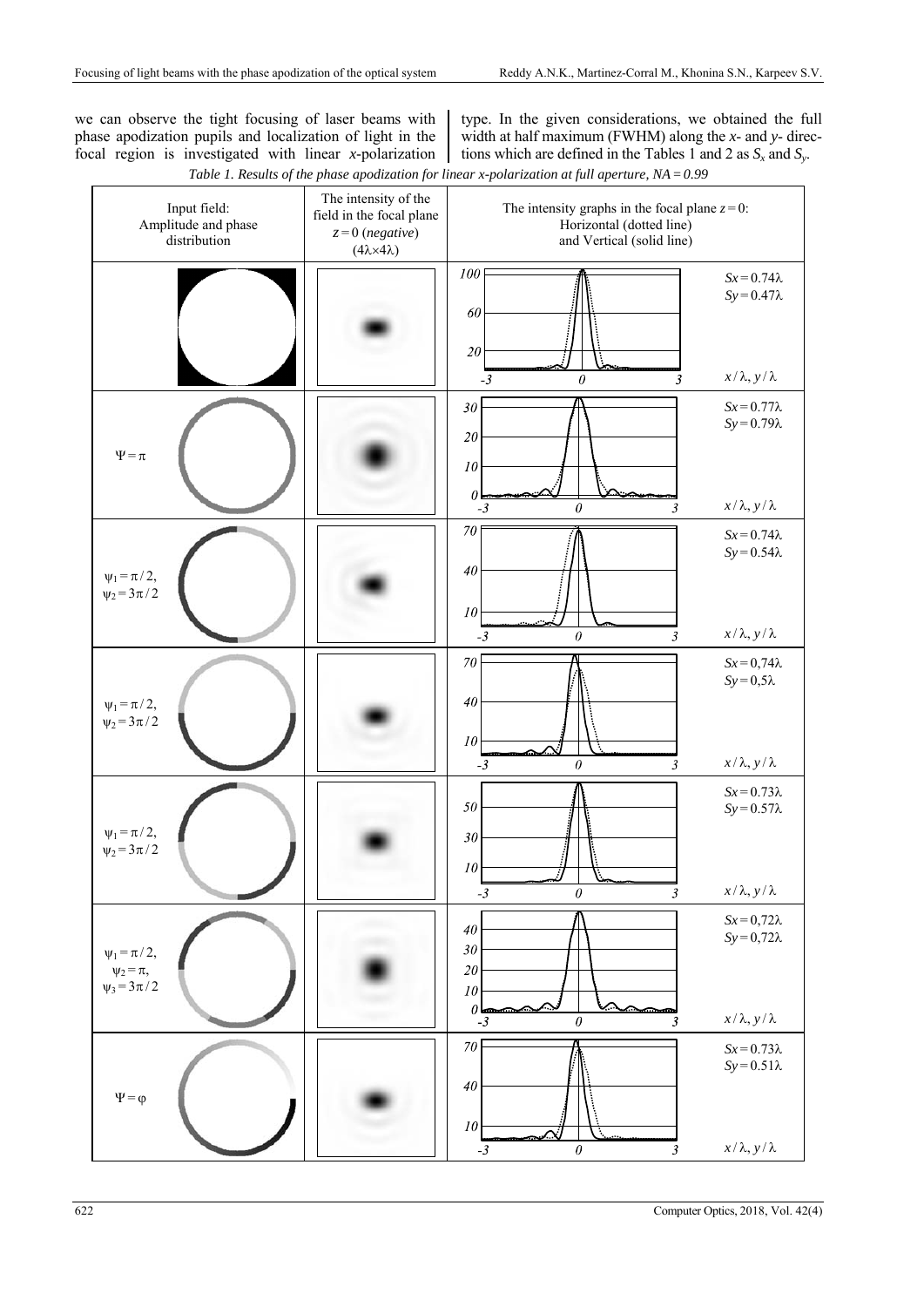we can observe the tight focusing of laser beams with phase apodization pupils and localization of light in the focal region is investigated with linear *x*-polarization type. In the given considerations, we obtained the full width at half maximum (FWHM) along the *x*- and *y*- directions which are defined in the Tables 1 and 2 as $S_x$ and $S_y$.

*Table 1. Results of the phase apodization for linear x-polarization at full aperture, NA = 0.99*

| Input field: Amplitude and phase distribution | The intensity of the field in the focal plane $z = 0$ (*negative*) ($4\lambda \times 4\lambda$) | The intensity graphs in the focal plane $z = 0$: Horizontal (dotted line) and Vertical (solid line) |
|---|---|---|
| | | $Sx = 0.74\lambda$, $Sy = 0.47\lambda$ |
| $\Psi = \pi$ | | $Sx = 0.77\lambda$, $Sy = 0.79\lambda$ |
| $\psi_1 = \pi/2$, $\psi_2 = 3\pi/2$ | | $Sx = 0.74\lambda$, $Sy = 0.54\lambda$ |
| $\psi_1 = \pi/2$, $\psi_2 = 3\pi/2$ | | $Sx = 0{,}74\lambda$, $Sy = 0{,}5\lambda$ |
| $\psi_1 = \pi/2$, $\psi_2 = 3\pi/2$ | | $Sx = 0.73\lambda$, $Sy = 0.57\lambda$ |
| $\psi_1 = \pi/2$, $\psi_2 = \pi$, $\psi_3 = 3\pi/2$ | | $Sx = 0{,}72\lambda$, $Sy = 0{,}72\lambda$ |
| $\Psi = \varphi$ | | $Sx = 0.73\lambda$, $Sy = 0.51\lambda$ |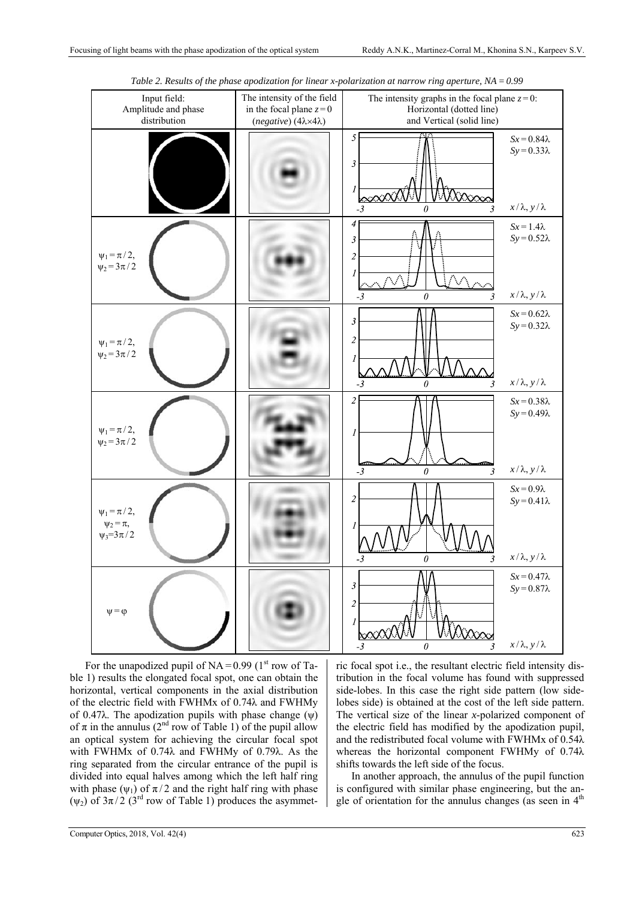*Table 2. Results of the phase apodization for linear x-polarization at narrow ring aperture, NA = 0.99*

| Input field: Amplitude and phase distribution | The intensity of the field in the focal plane $z = 0$ (*negative*) ($4\lambda\times4\lambda$) | The intensity graphs in the focal plane $z = 0$: Horizontal (dotted line) and Vertical (solid line) |
|---|---|---|
| | | $Sx = 0.84\lambda$, $Sy = 0.33\lambda$ |
| $\psi_1 = \pi/2$, $\psi_2 = 3\pi/2$ | | $Sx = 1.4\lambda$, $Sy = 0.52\lambda$ |
| $\psi_1 = \pi/2$, $\psi_2 = 3\pi/2$ | | $Sx = 0.62\lambda$, $Sy = 0.32\lambda$ |
| $\psi_1 = \pi/2$, $\psi_2 = 3\pi/2$ | | $Sx = 0.38\lambda$, $Sy = 0.49\lambda$ |
| $\psi_1 = \pi/2$, $\psi_2 = \pi$, $\psi_3 = 3\pi/2$ | | $Sx = 0.9\lambda$, $Sy = 0.41\lambda$ |
| $\psi = \varphi$ | | $Sx = 0.47\lambda$, $Sy = 0.87\lambda$ |

For the unapodized pupil of NA = 0.99 (1st row of Table 1) results the elongated focal spot, one can obtain the horizontal, vertical components in the axial distribution of the electric field with FWHMx of 0.74λ and FWHMy of 0.47λ. The apodization pupils with phase change ($\psi$) of $\pi$ in the annulus (2nd row of Table 1) of the pupil allow an optical system for achieving the circular focal spot with FWHMx of 0.74λ and FWHMy of 0.79λ. As the ring separated from the circular entrance of the pupil is divided into equal halves among which the left half ring with phase ($\psi_1$) of $\pi/2$ and the right half ring with phase ($\psi_2$) of $3\pi/2$ (3rd row of Table 1) produces the asymmetric focal spot i.e., the resultant electric field intensity distribution in the focal volume has found with suppressed side-lobes. In this case the right side pattern (low side-lobes side) is obtained at the cost of the left side pattern. The vertical size of the linear *x*-polarized component of the electric field has modified by the apodization pupil, and the redistributed focal volume with FWHMx of 0.54λ whereas the horizontal component FWHMy of 0.74λ shifts towards the left side of the focus.

In another approach, the annulus of the pupil function is configured with similar phase engineering, but the angle of orientation for the annulus changes (as seen in 4th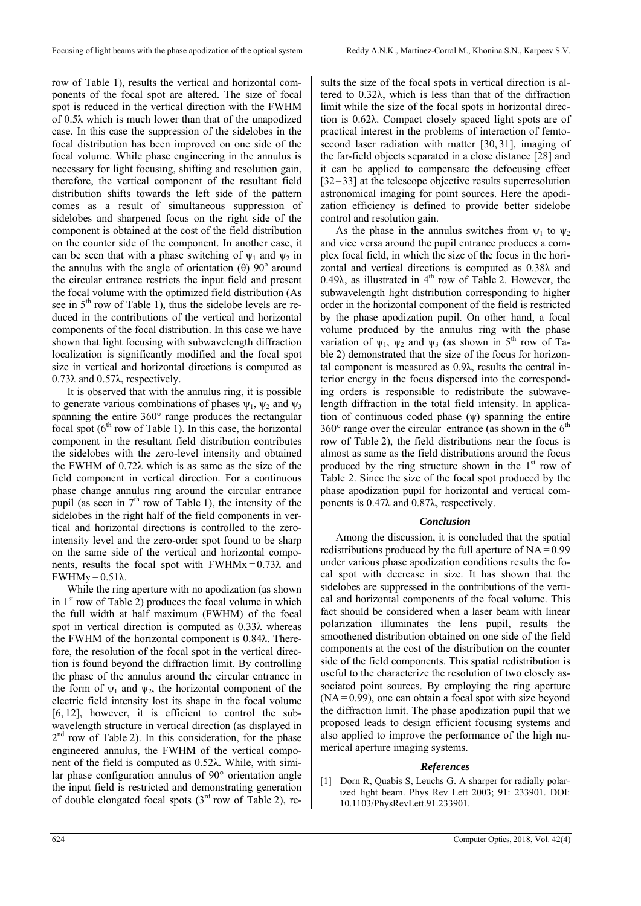row of Table 1), results the vertical and horizontal components of the focal spot are altered. The size of focal spot is reduced in the vertical direction with the FWHM of 0.5λ which is much lower than that of the unapodized case. In this case the suppression of the sidelobes in the focal distribution has been improved on one side of the focal volume. While phase engineering in the annulus is necessary for light focusing, shifting and resolution gain, therefore, the vertical component of the resultant field distribution shifts towards the left side of the pattern comes as a result of simultaneous suppression of sidelobes and sharpened focus on the right side of the component is obtained at the cost of the field distribution on the counter side of the component. In another case, it can be seen that with a phase switching of $\psi_1$ and $\psi_2$ in the annulus with the angle of orientation (θ) 90° around the circular entrance restricts the input field and present the focal volume with the optimized field distribution (As see in 5th row of Table 1), thus the sidelobe levels are reduced in the contributions of the vertical and horizontal components of the focal distribution. In this case we have shown that light focusing with subwavelength diffraction localization is significantly modified and the focal spot size in vertical and horizontal directions is computed as 0.73λ and 0.57λ, respectively.

It is observed that with the annulus ring, it is possible to generate various combinations of phases $\psi_1$, $\psi_2$ and $\psi_3$ spanning the entire 360° range produces the rectangular focal spot (6th row of Table 1). In this case, the horizontal component in the resultant field distribution contributes the sidelobes with the zero-level intensity and obtained the FWHM of 0.72λ which is as same as the size of the field component in vertical direction. For a continuous phase change annulus ring around the circular entrance pupil (as seen in 7th row of Table 1), the intensity of the sidelobes in the right half of the field components in vertical and horizontal directions is controlled to the zero-intensity level and the zero-order spot found to be sharp on the same side of the vertical and horizontal components, results the focal spot with $FWHM_x = 0.73\lambda$ and $FWHM_y = 0.51\lambda$.

While the ring aperture with no apodization (as shown in 1st row of Table 2) produces the focal volume in which the full width at half maximum (FWHM) of the focal spot in vertical direction is computed as 0.33λ whereas the FWHM of the horizontal component is 0.84λ. Therefore, the resolution of the focal spot in the vertical direction is found beyond the diffraction limit. By controlling the phase of the annulus around the circular entrance in the form of $\psi_1$ and $\psi_2$, the horizontal component of the electric field intensity lost its shape in the focal volume [6, 12], however, it is efficient to control the subwavelength structure in vertical direction (as displayed in 2nd row of Table 2). In this consideration, for the phase engineered annulus, the FWHM of the vertical component of the field is computed as 0.52λ. While, with similar phase configuration annulus of 90° orientation angle the input field is restricted and demonstrating generation of double elongated focal spots (3rd row of Table 2), results the size of the focal spots in vertical direction is altered to 0.32λ, which is less than that of the diffraction limit while the size of the focal spots in horizontal direction is 0.62λ. Compact closely spaced light spots are of practical interest in the problems of interaction of femtosecond laser radiation with matter [30, 31], imaging of the far-field objects separated in a close distance [28] and it can be applied to compensate the defocusing effect [32–33] at the telescope objective results superresolution astronomical imaging for point sources. Here the apodization efficiency is defined to provide better sidelobe control and resolution gain.

As the phase in the annulus switches from $\psi_1$ to $\psi_2$ and vice versa around the pupil entrance produces a complex focal field, in which the size of the focus in the horizontal and vertical directions is computed as 0.38λ and 0.49λ, as illustrated in 4th row of Table 2. However, the subwavelength light distribution corresponding to higher order in the horizontal component of the field is restricted by the phase apodization pupil. On other hand, a focal volume produced by the annulus ring with the phase variation of $\psi_1$, $\psi_2$ and $\psi_3$ (as shown in 5th row of Table 2) demonstrated that the size of the focus for horizontal component is measured as 0.9λ, results the central interior energy in the focus dispersed into the corresponding orders is responsible to redistribute the subwavelength diffraction in the total field intensity. In application of continuous coded phase (ψ) spanning the entire 360° range over the circular entrance (as shown in the 6th row of Table 2), the field distributions near the focus is almost as same as the field distributions around the focus produced by the ring structure shown in the 1st row of Table 2. Since the size of the focal spot produced by the phase apodization pupil for horizontal and vertical components is 0.47λ and 0.87λ, respectively.

### *Conclusion*

Among the discussion, it is concluded that the spatial redistributions produced by the full aperture of NA = 0.99 under various phase apodization conditions results the focal spot with decrease in size. It has shown that the sidelobes are suppressed in the contributions of the vertical and horizontal components of the focal volume. This fact should be considered when a laser beam with linear polarization illuminates the lens pupil, results the smoothened distribution obtained on one side of the field components at the cost of the distribution on the counter side of the field components. This spatial redistribution is useful to the characterize the resolution of two closely associated point sources. By employing the ring aperture (NA = 0.99), one can obtain a focal spot with size beyond the diffraction limit. The phase apodization pupil that we proposed leads to design efficient focusing systems and also applied to improve the performance of the high numerical aperture imaging systems.

### *References*

[1] Dorn R, Quabis S, Leuchs G. A sharper for radially polarized light beam. Phys Rev Lett 2003; 91: 233901. DOI: 10.1103/PhysRevLett.91.233901.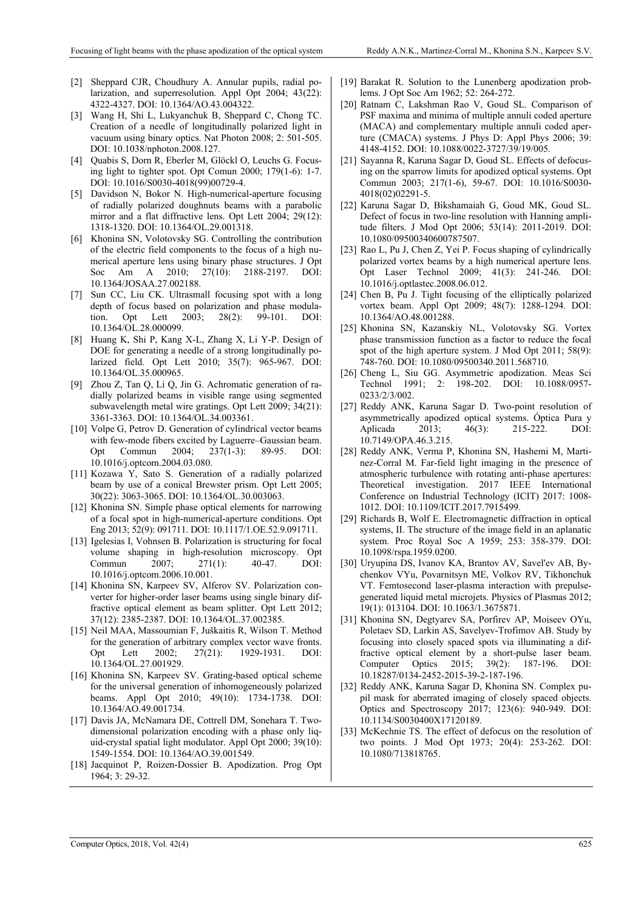[2] Sheppard CJR, Choudhury A. Annular pupils, radial polarization, and superresolution. Appl Opt 2004; 43(22): 4322-4327. DOI: 10.1364/AO.43.004322.

[3] Wang H, Shi L, Lukyanchuk B, Sheppard C, Chong TC. Creation of a needle of longitudinally polarized light in vacuum using binary optics. Nat Photon 2008; 2: 501-505. DOI: 10.1038/nphoton.2008.127.

[4] Quabis S, Dorn R, Eberler M, Glöckl O, Leuchs G. Focusing light to tighter spot. Opt Comun 2000; 179(1-6): 1-7. DOI: 10.1016/S0030-4018(99)00729-4.

[5] Davidson N, Bokor N. High-numerical-aperture focusing of radially polarized doughnuts beams with a parabolic mirror and a flat diffractive lens. Opt Lett 2004; 29(12): 1318-1320. DOI: 10.1364/OL.29.001318.

[6] Khonina SN, Volotovsky SG. Controlling the contribution of the electric field components to the focus of a high numerical aperture lens using binary phase structures. J Opt Soc Am A 2010; 27(10): 2188-2197. DOI: 10.1364/JOSAA.27.002188.

[7] Sun CC, Liu CK. Ultrasmall focusing spot with a long depth of focus based on polarization and phase modulation. Opt Lett 2003; 28(2): 99-101. DOI: 10.1364/OL.28.000099.

[8] Huang K, Shi P, Kang X-L, Zhang X, Li Y-P. Design of DOE for generating a needle of a strong longitudinally polarized field. Opt Lett 2010; 35(7): 965-967. DOI: 10.1364/OL.35.000965.

[9] Zhou Z, Tan Q, Li Q, Jin G. Achromatic generation of radially polarized beams in visible range using segmented subwavelength metal wire gratings. Opt Lett 2009; 34(21): 3361-3363. DOI: 10.1364/OL.34.003361.

[10] Volpe G, Petrov D. Generation of cylindrical vector beams with few-mode fibers excited by Laguerre–Gaussian beam. Opt Commun 2004; 237(1-3): 89-95. DOI: 10.1016/j.optcom.2004.03.080.

[11] Kozawa Y, Sato S. Generation of a radially polarized beam by use of a conical Brewster prism. Opt Lett 2005; 30(22): 3063-3065. DOI: 10.1364/OL.30.003063.

[12] Khonina SN. Simple phase optical elements for narrowing of a focal spot in high-numerical-aperture conditions. Opt Eng 2013; 52(9): 091711. DOI: 10.1117/1.OE.52.9.091711.

[13] Igelesias I, Vohnsen B. Polarization is structuring for focal volume shaping in high-resolution microscopy. Opt Commun 2007; 271(1): 40-47. DOI: 10.1016/j.optcom.2006.10.001.

[14] Khonina SN, Karpeev SV, Alferov SV. Polarization converter for higher-order laser beams using single binary diffractive optical element as beam splitter. Opt Lett 2012; 37(12): 2385-2387. DOI: 10.1364/OL.37.002385.

[15] Neil MAA, Massoumian F, Juškaitis R, Wilson T. Method for the generation of arbitrary complex vector wave fronts. Opt Lett 2002; 27(21): 1929-1931. DOI: 10.1364/OL.27.001929.

[16] Khonina SN, Karpeev SV. Grating-based optical scheme for the universal generation of inhomogeneously polarized beams. Appl Opt 2010; 49(10): 1734-1738. DOI: 10.1364/AO.49.001734.

[17] Davis JA, McNamara DE, Cottrell DM, Sonehara T. Two-dimensional polarization encoding with a phase only liquid-crystal spatial light modulator. Appl Opt 2000; 39(10): 1549-1554. DOI: 10.1364/AO.39.001549.

[18] Jacquinot P, Roizen-Dossier B. Apodization. Prog Opt 1964; 3: 29-32.

[19] Barakat R. Solution to the Lunenberg apodization problems. J Opt Soc Am 1962; 52: 264-272.

[20] Ratnam C, Lakshman Rao V, Goud SL. Comparison of PSF maxima and minima of multiple annuli coded aperture (MACA) and complementary multiple annuli coded aperture (CMACA) systems. J Phys D: Appl Phys 2006; 39: 4148-4152. DOI: 10.1088/0022-3727/39/19/005.

[21] Sayanna R, Karuna Sagar D, Goud SL. Effects of defocusing on the sparrow limits for apodized optical systems. Opt Commun 2003; 217(1-6), 59-67. DOI: 10.1016/S0030-4018(02)02291-5.

[22] Karuna Sagar D, Bikshamaiah G, Goud MK, Goud SL. Defect of focus in two-line resolution with Hanning amplitude filters. J Mod Opt 2006; 53(14): 2011-2019. DOI: 10.1080/09500340600787507.

[23] Rao L, Pu J, Chen Z, Yei P. Focus shaping of cylindrically polarized vortex beams by a high numerical aperture lens. Opt Laser Technol 2009; 41(3): 241-246. DOI: 10.1016/j.optlastec.2008.06.012.

[24] Chen B, Pu J. Tight focusing of the elliptically polarized vortex beam. Appl Opt 2009; 48(7): 1288-1294. DOI: 10.1364/AO.48.001288.

[25] Khonina SN, Kazanskiy NL, Volotovsky SG. Vortex phase transmission function as a factor to reduce the focal spot of the high aperture system. J Mod Opt 2011; 58(9): 748-760. DOI: 10.1080/09500340.2011.568710.

[26] Cheng L, Siu GG. Asymmetric apodization. Meas Sci Technol 1991; 2: 198-202. DOI: 10.1088/0957-0233/2/3/002.

[27] Reddy ANK, Karuna Sagar D. Two-point resolution of asymmetrically apodized optical systems. Óptica Pura y Aplicada 2013; 46(3): 215-222. DOI: 10.7149/OPA.46.3.215.

[28] Reddy ANK, Verma P, Khonina SN, Hashemi M, Martinez-Corral M. Far-field light imaging in the presence of atmospheric turbulence with rotating anti-phase apertures: Theoretical investigation. 2017 IEEE International Conference on Industrial Technology (ICIT) 2017: 1008-1012. DOI: 10.1109/ICIT.2017.7915499.

[29] Richards B, Wolf E. Electromagnetic diffraction in optical systems, II. The structure of the image field in an aplanatic system. Proc Royal Soc A 1959; 253: 358-379. DOI: 10.1098/rspa.1959.0200.

[30] Uryupina DS, Ivanov KA, Brantov AV, Savel'ev AB, Bychenkov VYu, Povarnitsyn ME, Volkov RV, Tikhonchuk VT. Femtosecond laser-plasma interaction with prepulse-generated liquid metal microjets. Physics of Plasmas 2012; 19(1): 013104. DOI: 10.1063/1.3675871.

[31] Khonina SN, Degtyarev SA, Porfirev AP, Moiseev OYu, Poletaev SD, Larkin AS, Savelyev-Trofimov AB. Study by focusing into closely spaced spots via illuminating a diffractive optical element by a short-pulse laser beam. Computer Optics 2015; 39(2): 187-196. DOI: 10.18287/0134-2452-2015-39-2-187-196.

[32] Reddy ANK, Karuna Sagar D, Khonina SN. Complex pupil mask for aberrated imaging of closely spaced objects. Optics and Spectroscopy 2017; 123(6): 940-949. DOI: 10.1134/S0030400X17120189.

[33] McKechnie TS. The effect of defocus on the resolution of two points. J Mod Opt 1973; 20(4): 253-262. DOI: 10.1080/713818765.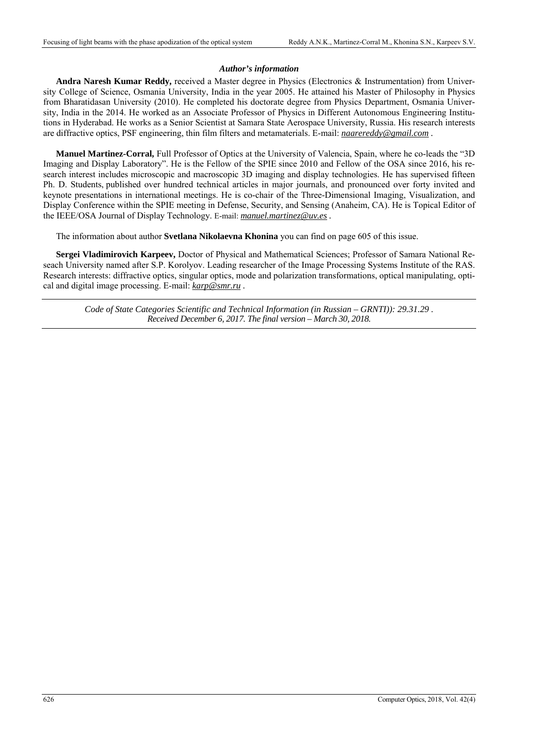### *Author's information*

**Andra Naresh Kumar Reddy,** received a Master degree in Physics (Electronics & Instrumentation) from University College of Science, Osmania University, India in the year 2005. He attained his Master of Philosophy in Physics from Bharatidasan University (2010). He completed his doctorate degree from Physics Department, Osmania University, India in the 2014. He worked as an Associate Professor of Physics in Different Autonomous Engineering Institutions in Hyderabad. He works as a Senior Scientist at Samara State Aerospace University, Russia. His research interests are diffractive optics, PSF engineering, thin film filters and metamaterials. E-mail: *naarereddy@gmail.com* .

**Manuel Martinez-Corral,** Full Professor of Optics at the University of Valencia, Spain, where he co-leads the "3D Imaging and Display Laboratory". He is the Fellow of the SPIE since 2010 and Fellow of the OSA since 2016, his research interest includes microscopic and macroscopic 3D imaging and display technologies. He has supervised fifteen Ph. D. Students, published over hundred technical articles in major journals, and pronounced over forty invited and keynote presentations in international meetings. He is co-chair of the Three-Dimensional Imaging, Visualization, and Display Conference within the SPIE meeting in Defense, Security, and Sensing (Anaheim, CA). He is Topical Editor of the IEEE/OSA Journal of Display Technology. E-mail: *manuel.martinez@uv.es* .

The information about author **Svetlana Nikolaevna Khonina** you can find on page 605 of this issue.

**Sergei Vladimirovich Karpeev,** Doctor of Physical and Mathematical Sciences; Professor of Samara National Reseach University named after S.P. Korolyov. Leading researcher of the Image Processing Systems Institute of the RAS. Research interests: diffractive optics, singular optics, mode and polarization transformations, optical manipulating, optical and digital image processing. E-mail: *karp@smr.ru* .

*Code of State Categories Scientific and Technical Information (in Russian – GRNTI)): 29.31.29 .*
*Received December 6, 2017. The final version – March 30, 2018.*